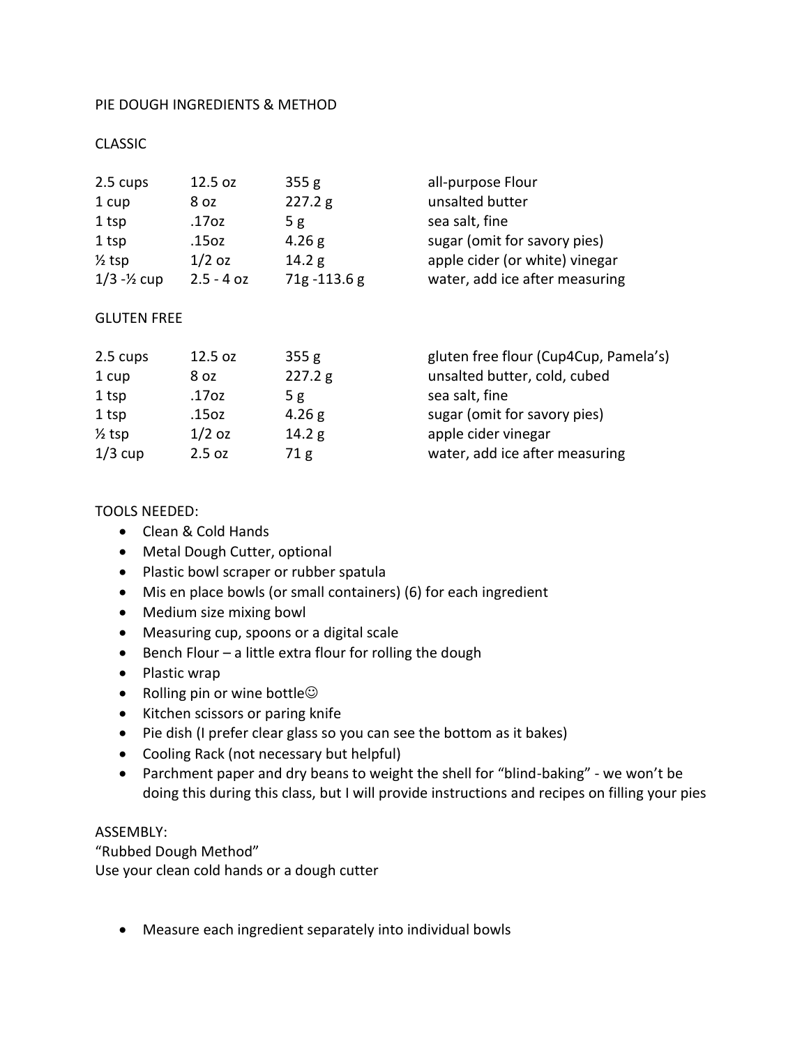PIE DOUGH INGREDIENTS & METHOD

CLASSIC

| | | | |
|---|---|---|---|
| 2.5 cups | 12.5 oz | 355 g | all-purpose Flour |
| 1 cup | 8 oz | 227.2 g | unsalted butter |
| 1 tsp | .17oz | 5 g | sea salt, fine |
| 1 tsp | .15oz | 4.26 g | sugar (omit for savory pies) |
| ½ tsp | 1/2 oz | 14.2 g | apple cider (or white) vinegar |
| 1/3 -½ cup | 2.5 - 4 oz | 71g -113.6 g | water, add ice after measuring |

GLUTEN FREE

| | | | |
|---|---|---|---|
| 2.5 cups | 12.5 oz | 355 g | gluten free flour (Cup4Cup, Pamela's) |
| 1 cup | 8 oz | 227.2 g | unsalted butter, cold, cubed |
| 1 tsp | .17oz | 5 g | sea salt, fine |
| 1 tsp | .15oz | 4.26 g | sugar (omit for savory pies) |
| ½ tsp | 1/2 oz | 14.2 g | apple cider vinegar |
| 1/3 cup | 2.5 oz | 71 g | water, add ice after measuring |

TOOLS NEEDED:

- Clean & Cold Hands
- Metal Dough Cutter, optional
- Plastic bowl scraper or rubber spatula
- Mis en place bowls (or small containers) (6) for each ingredient
- Medium size mixing bowl
- Measuring cup, spoons or a digital scale
- Bench Flour – a little extra flour for rolling the dough
- Plastic wrap
- Rolling pin or wine bottle☺
- Kitchen scissors or paring knife
- Pie dish (I prefer clear glass so you can see the bottom as it bakes)
- Cooling Rack (not necessary but helpful)
- Parchment paper and dry beans to weight the shell for "blind-baking" - we won't be doing this during this class, but I will provide instructions and recipes on filling your pies

ASSEMBLY:
"Rubbed Dough Method"
Use your clean cold hands or a dough cutter

- Measure each ingredient separately into individual bowls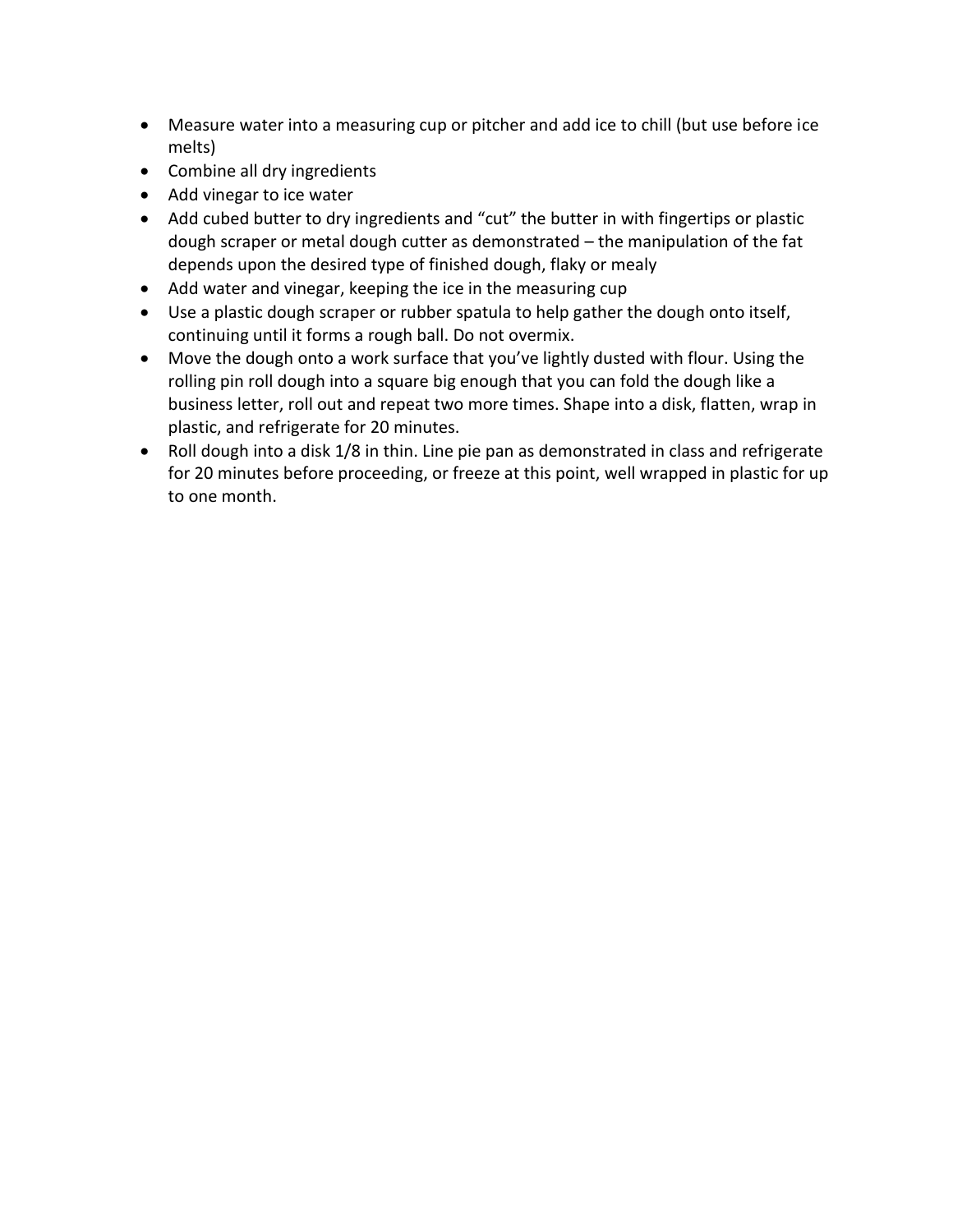- Measure water into a measuring cup or pitcher and add ice to chill (but use before ice melts)
- Combine all dry ingredients
- Add vinegar to ice water
- Add cubed butter to dry ingredients and "cut" the butter in with fingertips or plastic dough scraper or metal dough cutter as demonstrated – the manipulation of the fat depends upon the desired type of finished dough, flaky or mealy
- Add water and vinegar, keeping the ice in the measuring cup
- Use a plastic dough scraper or rubber spatula to help gather the dough onto itself, continuing until it forms a rough ball. Do not overmix.
- Move the dough onto a work surface that you've lightly dusted with flour. Using the rolling pin roll dough into a square big enough that you can fold the dough like a business letter, roll out and repeat two more times. Shape into a disk, flatten, wrap in plastic, and refrigerate for 20 minutes.
- Roll dough into a disk 1/8 in thin. Line pie pan as demonstrated in class and refrigerate for 20 minutes before proceeding, or freeze at this point, well wrapped in plastic for up to one month.